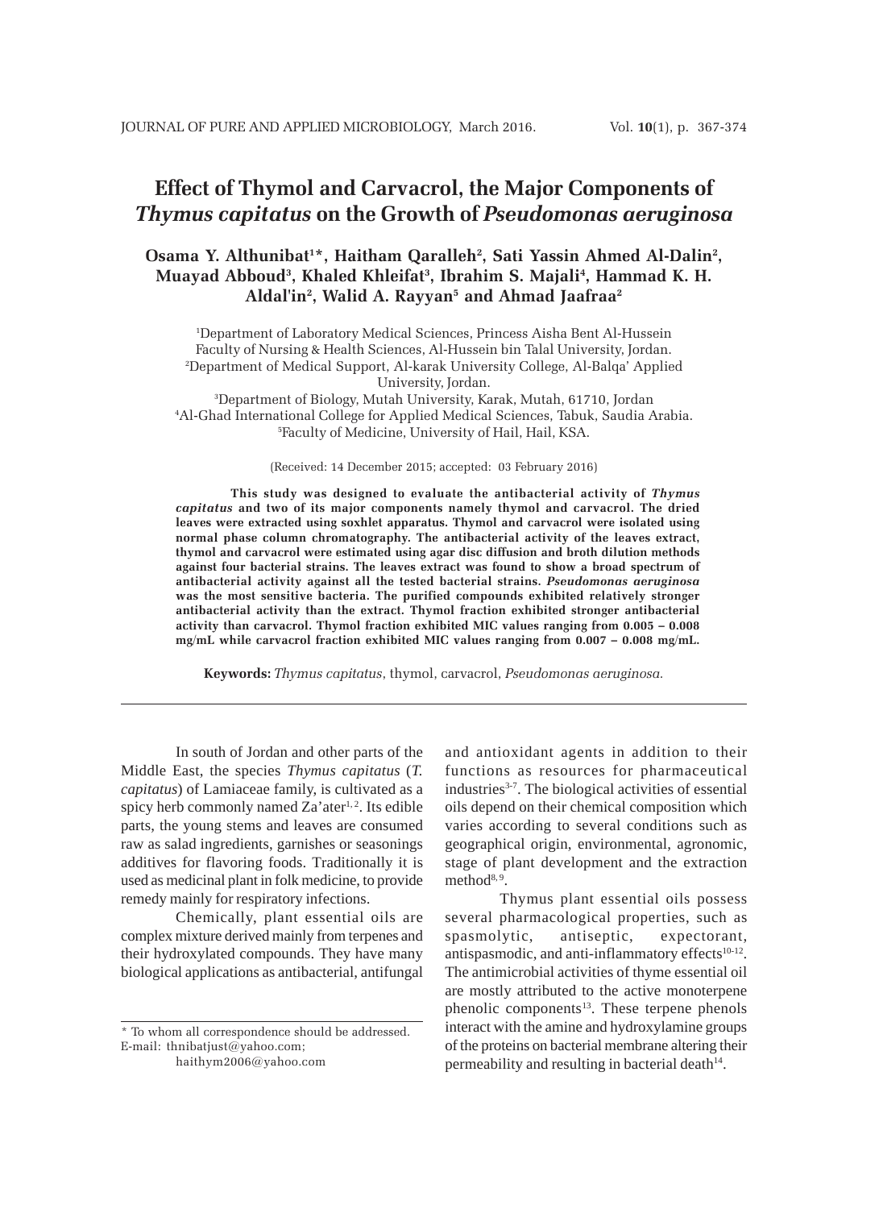# Effect of Thymol and Carvacrol, the Major Components of *Thymus capitatus* on the Growth of *Pseudomonas aeruginosa*

**Osama Y. Althunibat[1]\*, Haitham Qaralleh[2], Sati Yassin Ahmed Al-Dalin[2], Muayad Abboud[3], Khaled Khleifat[3], Ibrahim S. Majali[4], Hammad K. H. Aldal'in[2], Walid A. Rayyan[5] and Ahmad Jaafraa[2]**

[1]Department of Laboratory Medical Sciences, Princess Aisha Bent Al-Hussein Faculty of Nursing & Health Sciences, Al-Hussein bin Talal University, Jordan.
[2]Department of Medical Support, Al-karak University College, Al-Balqa' Applied University, Jordan.
[3]Department of Biology, Mutah University, Karak, Mutah, 61710, Jordan
[4]Al-Ghad International College for Applied Medical Sciences, Tabuk, Saudia Arabia.
[5]Faculty of Medicine, University of Hail, Hail, KSA.

(Received: 14 December 2015; accepted: 03 February 2016)

**This study was designed to evaluate the antibacterial activity of *Thymus capitatus* and two of its major components namely thymol and carvacrol. The dried leaves were extracted using soxhlet apparatus. Thymol and carvacrol were isolated using normal phase column chromatography. The antibacterial activity of the leaves extract, thymol and carvacrol were estimated using agar disc diffusion and broth dilution methods against four bacterial strains. The leaves extract was found to show a broad spectrum of antibacterial activity against all the tested bacterial strains. *Pseudomonas aeruginosa* was the most sensitive bacteria. The purified compounds exhibited relatively stronger antibacterial activity than the extract. Thymol fraction exhibited stronger antibacterial activity than carvacrol. Thymol fraction exhibited MIC values ranging from 0.005 – 0.008 mg/mL while carvacrol fraction exhibited MIC values ranging from 0.007 – 0.008 mg/mL.**

**Keywords:** *Thymus capitatus*, thymol, carvacrol, *Pseudomonas aeruginosa.*

In south of Jordan and other parts of the Middle East, the species *Thymus capitatus* (*T. capitatus*) of Lamiaceae family, is cultivated as a spicy herb commonly named Za'ater[1, 2]. Its edible parts, the young stems and leaves are consumed raw as salad ingredients, garnishes or seasonings additives for flavoring foods. Traditionally it is used as medicinal plant in folk medicine, to provide remedy mainly for respiratory infections.

Chemically, plant essential oils are complex mixture derived mainly from terpenes and their hydroxylated compounds. They have many biological applications as antibacterial, antifungal and antioxidant agents in addition to their functions as resources for pharmaceutical industries[3-7]. The biological activities of essential oils depend on their chemical composition which varies according to several conditions such as geographical origin, environmental, agronomic, stage of plant development and the extraction method[8, 9].

Thymus plant essential oils possess several pharmacological properties, such as spasmolytic, antiseptic, expectorant, antispasmodic, and anti-inflammatory effects[10-12]. The antimicrobial activities of thyme essential oil are mostly attributed to the active monoterpene phenolic components[13]. These terpene phenols interact with the amine and hydroxylamine groups of the proteins on bacterial membrane altering their permeability and resulting in bacterial death[14].

\* To whom all correspondence should be addressed.
E-mail: thnibatjust@yahoo.com;
haithym2006@yahoo.com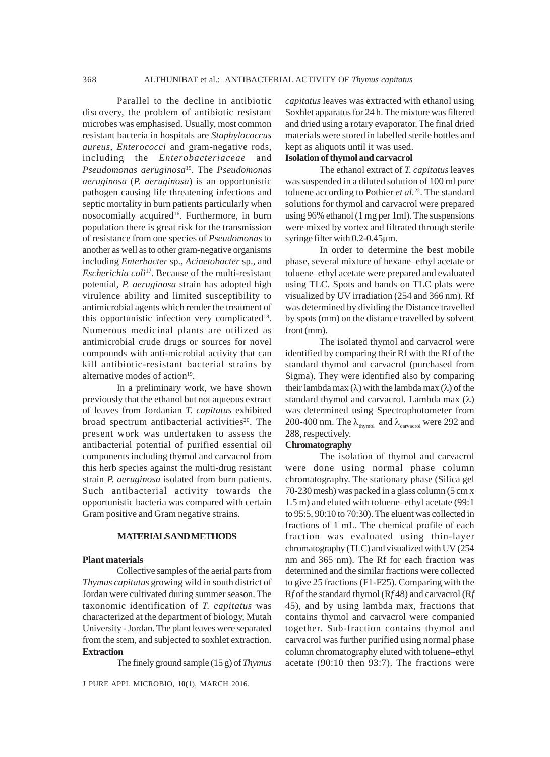Parallel to the decline in antibiotic discovery, the problem of antibiotic resistant microbes was emphasised. Usually, most common resistant bacteria in hospitals are *Staphylococcus aureus*, *Enterococci* and gram-negative rods, including the *Enterobacteriaceae* and *Pseudomonas aeruginosa*[15]. The *Pseudomonas aeruginosa* (*P. aeruginosa*) is an opportunistic pathogen causing life threatening infections and septic mortality in burn patients particularly when nosocomially acquired[16]. Furthermore, in burn population there is great risk for the transmission of resistance from one species of *Pseudomonas* to another as well as to other gram-negative organisms including *Enterbacter* sp., *Acinetobacter* sp., and *Escherichia coli*[17]. Because of the multi-resistant potential, *P. aeruginosa* strain has adopted high virulence ability and limited susceptibility to antimicrobial agents which render the treatment of this opportunistic infection very complicated[18]. Numerous medicinal plants are utilized as antimicrobial crude drugs or sources for novel compounds with anti-microbial activity that can kill antibiotic-resistant bacterial strains by alternative modes of action[19].

In a preliminary work, we have shown previously that the ethanol but not aqueous extract of leaves from Jordanian *T. capitatus* exhibited broad spectrum antibacterial activities[20]. The present work was undertaken to assess the antibacterial potential of purified essential oil components including thymol and carvacrol from this herb species against the multi-drug resistant strain *P. aeruginosa* isolated from burn patients. Such antibacterial activity towards the opportunistic bacteria was compared with certain Gram positive and Gram negative strains.

## MATERIALS AND METHODS

### Plant materials

Collective samples of the aerial parts from *Thymus capitatus* growing wild in south district of Jordan were cultivated during summer season. The taxonomic identification of *T. capitatus* was characterized at the department of biology, Mutah University - Jordan. The plant leaves were separated from the stem, and subjected to soxhlet extraction.

### Extraction

The finely ground sample (15 g) of *Thymus capitatus* leaves was extracted with ethanol using Soxhlet apparatus for 24 h. The mixture was filtered and dried using a rotary evaporator. The final dried materials were stored in labelled sterile bottles and kept as aliquots until it was used.

### Isolation of thymol and carvacrol

The ethanol extract of *T. capitatus* leaves was suspended in a diluted solution of 100 ml pure toluene according to Pothier *et al.*[22]. The standard solutions for thymol and carvacrol were prepared using 96% ethanol (1 mg per 1ml). The suspensions were mixed by vortex and filtrated through sterile syringe filter with 0.2-0.45µm.

In order to determine the best mobile phase, several mixture of hexane–ethyl acetate or toluene–ethyl acetate were prepared and evaluated using TLC. Spots and bands on TLC plats were visualized by UV irradiation (254 and 366 nm). Rf was determined by dividing the Distance travelled by spots (mm) on the distance travelled by solvent front (mm).

The isolated thymol and carvacrol were identified by comparing their Rf with the Rf of the standard thymol and carvacrol (purchased from Sigma). They were identified also by comparing their lambda max (λ) with the lambda max (λ) of the standard thymol and carvacrol. Lambda max (λ) was determined using Spectrophotometer from 200-400 nm. The $\lambda_{thymol}$ and $\lambda_{carvacrol}$ were 292 and 288, respectively.

### Chromatography

The isolation of thymol and carvacrol were done using normal phase column chromatography. The stationary phase (Silica gel 70-230 mesh) was packed in a glass column (5 cm x 1.5 m) and eluted with toluene–ethyl acetate (99:1 to 95:5, 90:10 to 70:30). The eluent was collected in fractions of 1 mL. The chemical profile of each fraction was evaluated using thin-layer chromatography (TLC) and visualized with UV (254 nm and 365 nm). The Rf for each fraction was determined and the similar fractions were collected to give 25 fractions (F1-F25). Comparing with the R*f* of the standard thymol (R*f* 48) and carvacrol (R*f* 45), and by using lambda max, fractions that contains thymol and carvacrol were companied together. Sub-fraction contains thymol and carvacrol was further purified using normal phase column chromatography eluted with toluene–ethyl acetate (90:10 then 93:7). The fractions were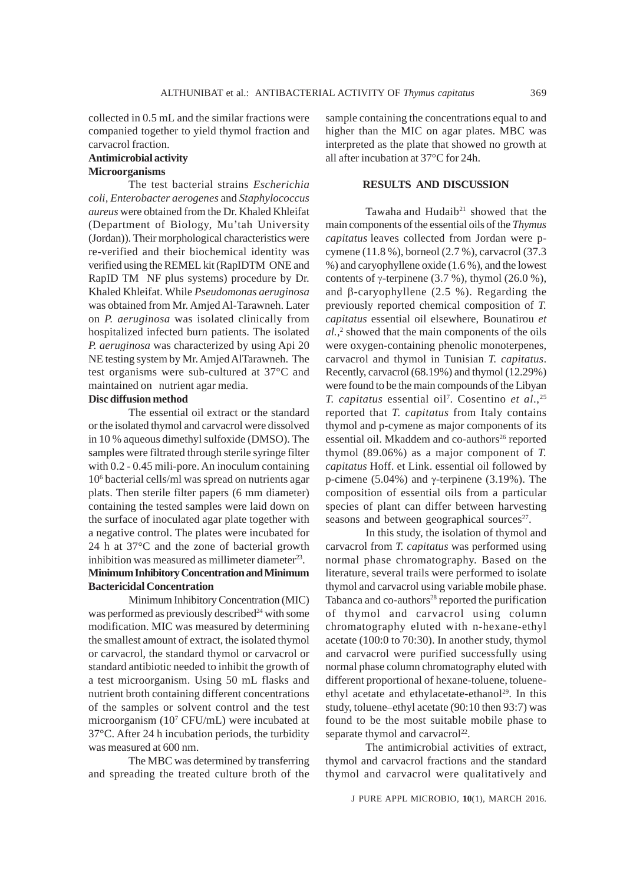collected in 0.5 mL and the similar fractions were companied together to yield thymol fraction and carvacrol fraction.

**Antimicrobial activity**

**Microorganisms**

The test bacterial strains *Escherichia coli, Enterobacter aerogenes* and *Staphylococcus aureus* were obtained from the Dr. Khaled Khleifat (Department of Biology, Mu'tah University (Jordan)). Their morphological characteristics were re-verified and their biochemical identity was verified using the REMEL kit (RapIDTM ONE and RapID TM NF plus systems) procedure by Dr. Khaled Khleifat. While *Pseudomonas aeruginosa* was obtained from Mr. Amjed Al-Tarawneh. Later on *P. aeruginosa* was isolated clinically from hospitalized infected burn patients. The isolated *P. aeruginosa* was characterized by using Api 20 NE testing system by Mr. Amjed AlTarawneh. The test organisms were sub-cultured at 37°C and maintained on nutrient agar media.

**Disc diffusion method**

The essential oil extract or the standard or the isolated thymol and carvacrol were dissolved in 10 % aqueous dimethyl sulfoxide (DMSO). The samples were filtrated through sterile syringe filter with 0.2 - 0.45 mili-pore. An inoculum containing $10^6$ bacterial cells/ml was spread on nutrients agar plats. Then sterile filter papers (6 mm diameter) containing the tested samples were laid down on the surface of inoculated agar plate together with a negative control. The plates were incubated for 24 h at 37°C and the zone of bacterial growth inhibition was measured as millimeter diameter[23].

**Minimum Inhibitory Concentration and Minimum Bactericidal Concentration**

Minimum Inhibitory Concentration (MIC) was performed as previously described[24] with some modification. MIC was measured by determining the smallest amount of extract, the isolated thymol or carvacrol, the standard thymol or carvacrol or standard antibiotic needed to inhibit the growth of a test microorganism. Using 50 mL flasks and nutrient broth containing different concentrations of the samples or solvent control and the test microorganism ($10^7$ CFU/mL) were incubated at 37°C. After 24 h incubation periods, the turbidity was measured at 600 nm.

The MBC was determined by transferring and spreading the treated culture broth of the sample containing the concentrations equal to and higher than the MIC on agar plates. MBC was interpreted as the plate that showed no growth at all after incubation at 37°C for 24h.

## RESULTS AND DISCUSSION

Tawaha and Hudaib[21] showed that the main components of the essential oils of the *Thymus capitatus* leaves collected from Jordan were p-cymene (11.8 %), borneol (2.7 %), carvacrol (37.3 %) and caryophyllene oxide (1.6 %), and the lowest contents of γ-terpinene (3.7 %), thymol (26.0 %), and β-caryophyllene (2.5 %). Regarding the previously reported chemical composition of *T. capitatus* essential oil elsewhere, Bounatirou *et al.*,[2] showed that the main components of the oils were oxygen-containing phenolic monoterpenes, carvacrol and thymol in Tunisian *T. capitatus*. Recently, carvacrol (68.19%) and thymol (12.29%) were found to be the main compounds of the Libyan *T. capitatus* essential oil[7]. Cosentino *et al.*,[25] reported that *T. capitatus* from Italy contains thymol and p-cymene as major components of its essential oil. Mkaddem and co-authors[26] reported thymol (89.06%) as a major component of *T. capitatus* Hoff. et Link. essential oil followed by p-cimene (5.04%) and γ-terpinene (3.19%). The composition of essential oils from a particular species of plant can differ between harvesting seasons and between geographical sources[27].

In this study, the isolation of thymol and carvacrol from *T. capitatus* was performed using normal phase chromatography. Based on the literature, several trails were performed to isolate thymol and carvacrol using variable mobile phase. Tabanca and co-authors[28] reported the purification of thymol and carvacrol using column chromatography eluted with n-hexane-ethyl acetate (100:0 to 70:30). In another study, thymol and carvacrol were purified successfully using normal phase column chromatography eluted with different proportional of hexane-toluene, toluene-ethyl acetate and ethylacetate-ethanol[29]. In this study, toluene–ethyl acetate (90:10 then 93:7) was found to be the most suitable mobile phase to separate thymol and carvacrol[22].

The antimicrobial activities of extract, thymol and carvacrol fractions and the standard thymol and carvacrol were qualitatively and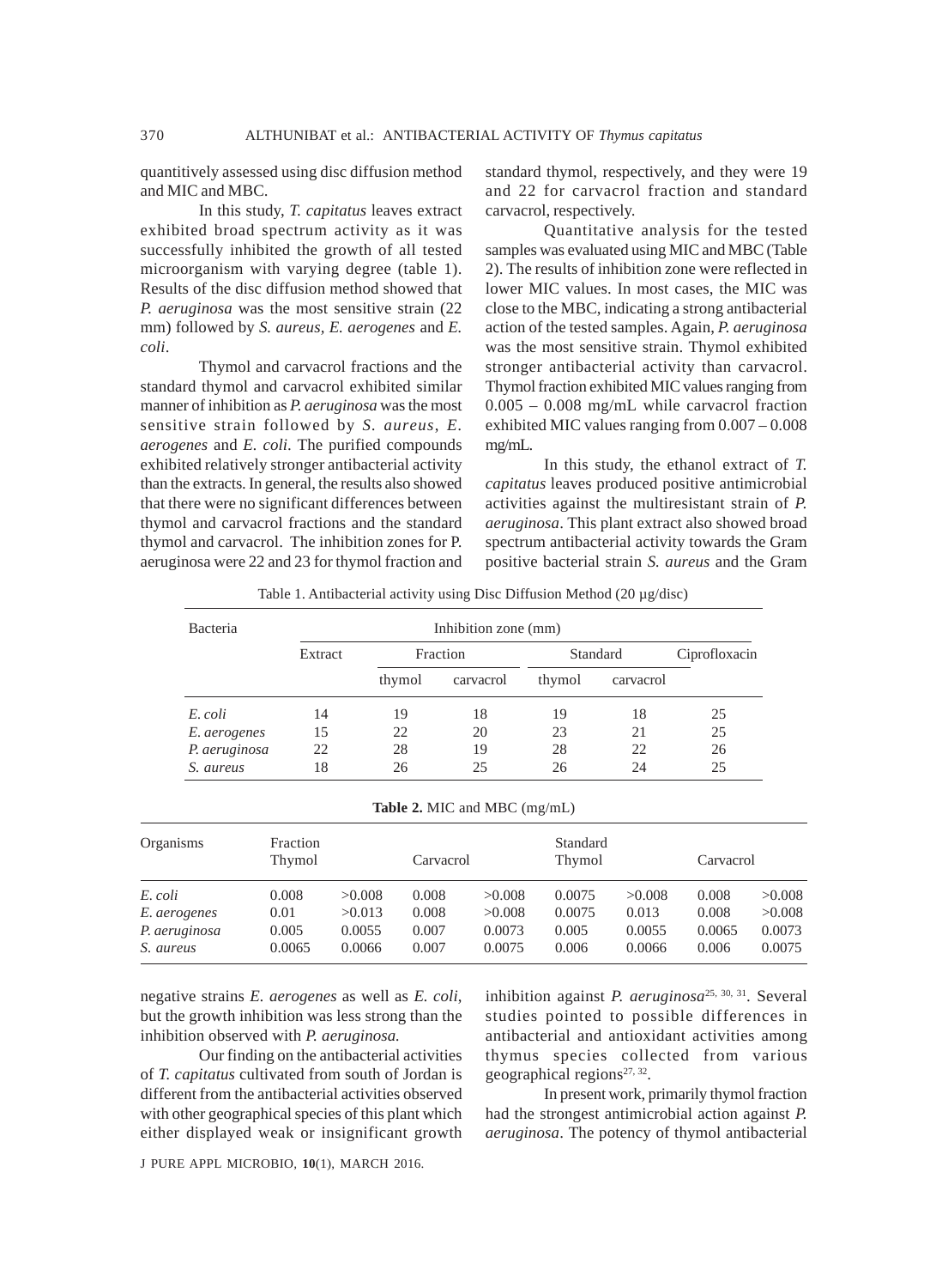quantitively assessed using disc diffusion method and MIC and MBC.

In this study, *T. capitatus* leaves extract exhibited broad spectrum activity as it was successfully inhibited the growth of all tested microorganism with varying degree (table 1). Results of the disc diffusion method showed that *P. aeruginosa* was the most sensitive strain (22 mm) followed by *S. aureus, E. aerogenes* and *E. coli*.

Thymol and carvacrol fractions and the standard thymol and carvacrol exhibited similar manner of inhibition as *P. aeruginosa* was the most sensitive strain followed by *S. aureus*, *E. aerogenes* and *E. coli*. The purified compounds exhibited relatively stronger antibacterial activity than the extracts. In general, the results also showed that there were no significant differences between thymol and carvacrol fractions and the standard thymol and carvacrol. The inhibition zones for P. aeruginosa were 22 and 23 for thymol fraction and standard thymol, respectively, and they were 19 and 22 for carvacrol fraction and standard carvacrol, respectively.

Quantitative analysis for the tested samples was evaluated using MIC and MBC (Table 2). The results of inhibition zone were reflected in lower MIC values. In most cases, the MIC was close to the MBC, indicating a strong antibacterial action of the tested samples. Again, *P. aeruginosa* was the most sensitive strain. Thymol exhibited stronger antibacterial activity than carvacrol. Thymol fraction exhibited MIC values ranging from 0.005 – 0.008 mg/mL while carvacrol fraction exhibited MIC values ranging from 0.007 – 0.008 mg/mL.

In this study, the ethanol extract of *T. capitatus* leaves produced positive antimicrobial activities against the multiresistant strain of *P. aeruginosa*. This plant extract also showed broad spectrum antibacterial activity towards the Gram positive bacterial strain *S. aureus* and the Gram negative strains *E. aerogenes* as well as *E. coli*, but the growth inhibition was less strong than the inhibition observed with *P. aeruginosa.*

Table 1. Antibacterial activity using Disc Diffusion Method (20 µg/disc)

| Bacteria | Inhibition zone (mm) | | | | | |
|---|---|---|---|---|---|---|
| | Extract | Fraction | | Standard | | Ciprofloxacin |
| | | thymol | carvacrol | thymol | carvacrol | |
| *E. coli* | 14 | 19 | 18 | 19 | 18 | 25 |
| *E. aerogenes* | 15 | 22 | 20 | 23 | 21 | 25 |
| *P. aeruginosa* | 22 | 28 | 19 | 28 | 22 | 26 |
| *S. aureus* | 18 | 26 | 25 | 26 | 24 | 25 |

**Table 2.** MIC and MBC (mg/mL)

| Organisms | Fraction Thymol | | Carvacrol | | Standard Thymol | | Carvacrol | |
|---|---|---|---|---|---|---|---|---|
| *E. coli* | 0.008 | >0.008 | 0.008 | >0.008 | 0.0075 | >0.008 | 0.008 | >0.008 |
| *E. aerogenes* | 0.01 | >0.013 | 0.008 | >0.008 | 0.0075 | 0.013 | 0.008 | >0.008 |
| *P. aeruginosa* | 0.005 | 0.0055 | 0.007 | 0.0073 | 0.005 | 0.0055 | 0.0065 | 0.0073 |
| *S. aureus* | 0.0065 | 0.0066 | 0.007 | 0.0075 | 0.006 | 0.0066 | 0.006 | 0.0075 |

Our finding on the antibacterial activities of *T. capitatus* cultivated from south of Jordan is different from the antibacterial activities observed with other geographical species of this plant which either displayed weak or insignificant growth inhibition against *P. aeruginosa*[25, 30, 31]. Several studies pointed to possible differences in antibacterial and antioxidant activities among thymus species collected from various geographical regions[27, 32].

In present work, primarily thymol fraction had the strongest antimicrobial action against *P. aeruginosa*. The potency of thymol antibacterial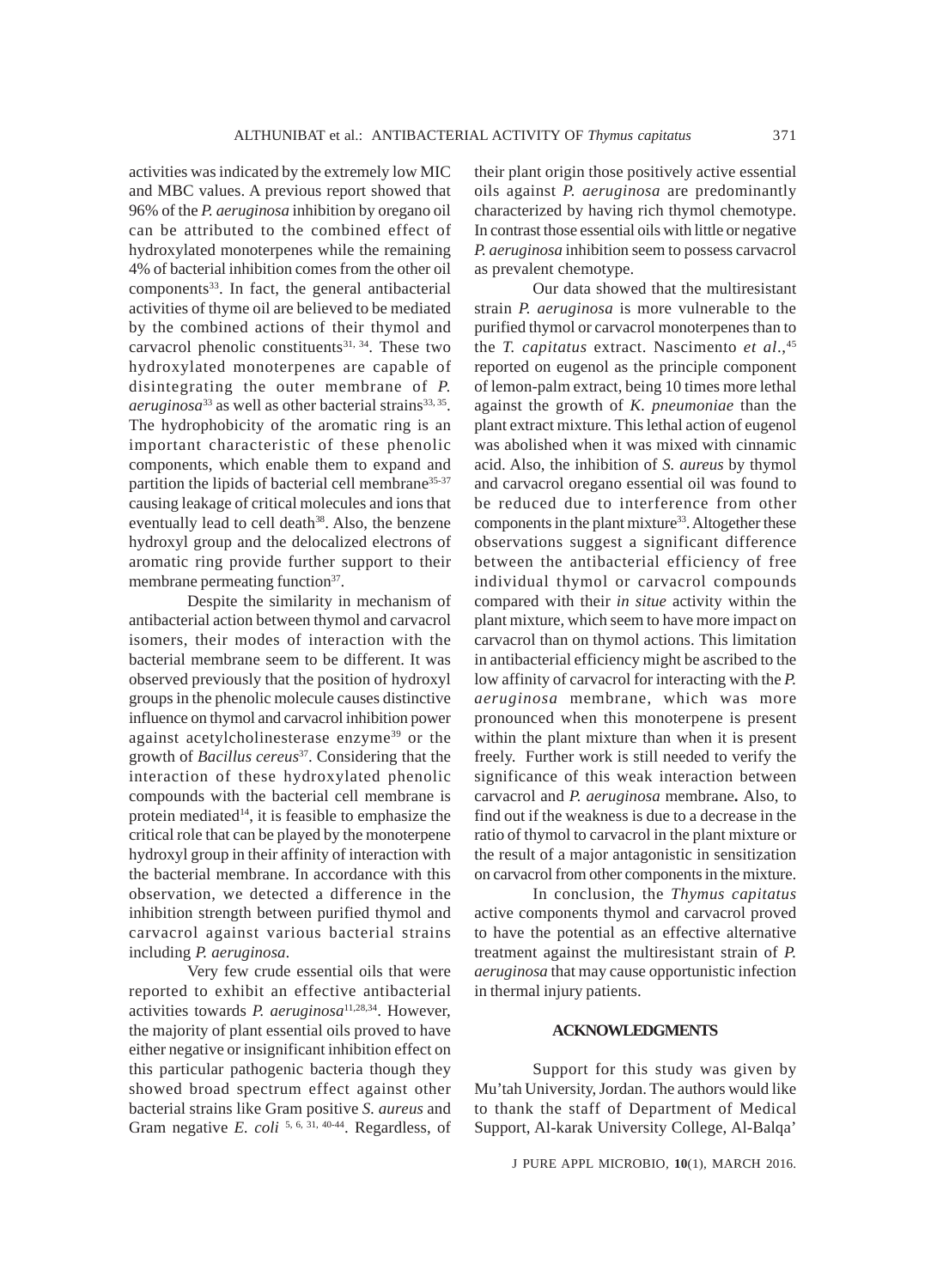activities was indicated by the extremely low MIC and MBC values. A previous report showed that 96% of the *P. aeruginosa* inhibition by oregano oil can be attributed to the combined effect of hydroxylated monoterpenes while the remaining 4% of bacterial inhibition comes from the other oil components[33]. In fact, the general antibacterial activities of thyme oil are believed to be mediated by the combined actions of their thymol and carvacrol phenolic constituents[31, 34]. These two hydroxylated monoterpenes are capable of disintegrating the outer membrane of *P. aeruginosa*[33] as well as other bacterial strains[33, 35]. The hydrophobicity of the aromatic ring is an important characteristic of these phenolic components, which enable them to expand and partition the lipids of bacterial cell membrane[35-37] causing leakage of critical molecules and ions that eventually lead to cell death[38]. Also, the benzene hydroxyl group and the delocalized electrons of aromatic ring provide further support to their membrane permeating function[37].

Despite the similarity in mechanism of antibacterial action between thymol and carvacrol isomers, their modes of interaction with the bacterial membrane seem to be different. It was observed previously that the position of hydroxyl groups in the phenolic molecule causes distinctive influence on thymol and carvacrol inhibition power against acetylcholinesterase enzyme[39] or the growth of *Bacillus cereus*[37]. Considering that the interaction of these hydroxylated phenolic compounds with the bacterial cell membrane is protein mediated[14], it is feasible to emphasize the critical role that can be played by the monoterpene hydroxyl group in their affinity of interaction with the bacterial membrane. In accordance with this observation, we detected a difference in the inhibition strength between purified thymol and carvacrol against various bacterial strains including *P. aeruginosa*.

Very few crude essential oils that were reported to exhibit an effective antibacterial activities towards *P. aeruginosa*[11,28,34]. However, the majority of plant essential oils proved to have either negative or insignificant inhibition effect on this particular pathogenic bacteria though they showed broad spectrum effect against other bacterial strains like Gram positive *S. aureus* and Gram negative *E. coli* [5, 6, 31, 40-44]. Regardless, of their plant origin those positively active essential oils against *P. aeruginosa* are predominantly characterized by having rich thymol chemotype. In contrast those essential oils with little or negative *P. aeruginosa* inhibition seem to possess carvacrol as prevalent chemotype.

Our data showed that the multiresistant strain *P. aeruginosa* is more vulnerable to the purified thymol or carvacrol monoterpenes than to the *T. capitatus* extract. Nascimento *et al*.,[45] reported on eugenol as the principle component of lemon-palm extract, being 10 times more lethal against the growth of *K. pneumoniae* than the plant extract mixture. This lethal action of eugenol was abolished when it was mixed with cinnamic acid. Also, the inhibition of *S. aureus* by thymol and carvacrol oregano essential oil was found to be reduced due to interference from other components in the plant mixture[33]. Altogether these observations suggest a significant difference between the antibacterial efficiency of free individual thymol or carvacrol compounds compared with their *in situe* activity within the plant mixture, which seem to have more impact on carvacrol than on thymol actions. This limitation in antibacterial efficiency might be ascribed to the low affinity of carvacrol for interacting with the *P. aeruginosa* membrane, which was more pronounced when this monoterpene is present within the plant mixture than when it is present freely. Further work is still needed to verify the significance of this weak interaction between carvacrol and *P. aeruginosa* membrane**.** Also, to find out if the weakness is due to a decrease in the ratio of thymol to carvacrol in the plant mixture or the result of a major antagonistic in sensitization on carvacrol from other components in the mixture.

In conclusion, the *Thymus capitatus* active components thymol and carvacrol proved to have the potential as an effective alternative treatment against the multiresistant strain of *P. aeruginosa* that may cause opportunistic infection in thermal injury patients.

## ACKNOWLEDGMENTS

Support for this study was given by Mu'tah University, Jordan. The authors would like to thank the staff of Department of Medical Support, Al-karak University College, Al-Balqa'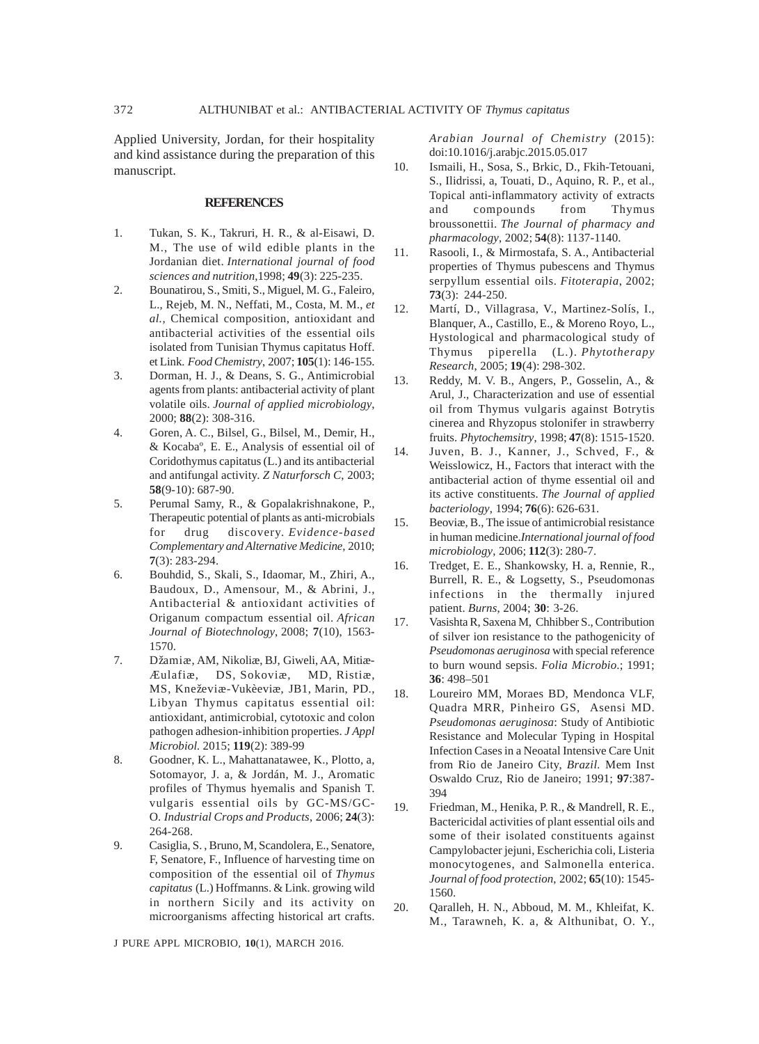Applied University, Jordan, for their hospitality and kind assistance during the preparation of this manuscript.

## REFERENCES

1. Tukan, S. K., Takruri, H. R., & al-Eisawi, D. M., The use of wild edible plants in the Jordanian diet. *International journal of food sciences and nutrition*,1998; **49**(3): 225-235.
2. Bounatirou, S., Smiti, S., Miguel, M. G., Faleiro, L., Rejeb, M. N., Neffati, M., Costa, M. M., *et al.*, Chemical composition, antioxidant and antibacterial activities of the essential oils isolated from Tunisian Thymus capitatus Hoff. et Link. *Food Chemistry*, 2007; **105**(1): 146-155.
3. Dorman, H. J., & Deans, S. G., Antimicrobial agents from plants: antibacterial activity of plant volatile oils. *Journal of applied microbiology*, 2000; **88**(2): 308-316.
4. Goren, A. C., Bilsel, G., Bilsel, M., Demir, H., & Kocabaº, E. E., Analysis of essential oil of Coridothymus capitatus (L.) and its antibacterial and antifungal activity. *Z Naturforsch C*, 2003; **58**(9-10): 687-90.
5. Perumal Samy, R., & Gopalakrishnakone, P., Therapeutic potential of plants as anti-microbials for drug discovery. *Evidence-based Complementary and Alternative Medicine*, 2010; **7**(3): 283-294.
6. Bouhdid, S., Skali, S., Idaomar, M., Zhiri, A., Baudoux, D., Amensour, M., & Abrini, J., Antibacterial & antioxidant activities of Origanum compactum essential oil. *African Journal of Biotechnology*, 2008; **7**(10), 1563-1570.
7. Džamiæ, AM, Nikoliæ, BJ, Giweli, AA, Mitiæ-Æulafiæ, DS, Sokoviæ, MD, Ristiæ, MS, Kneževiæ-Vukèeviæ, JB1, Marin, PD., Libyan Thymus capitatus essential oil: antioxidant, antimicrobial, cytotoxic and colon pathogen adhesion-inhibition properties. *J Appl Microbiol.* 2015; **119**(2): 389-99
8. Goodner, K. L., Mahattanatawee, K., Plotto, a, Sotomayor, J. a, & Jordán, M. J., Aromatic profiles of Thymus hyemalis and Spanish T. vulgaris essential oils by GC-MS/GC-O. *Industrial Crops and Products*, 2006; **24**(3): 264-268.
9. Casiglia, S. , Bruno, M, Scandolera, E., Senatore, F, Senatore, F., Influence of harvesting time on composition of the essential oil of *Thymus capitatus* (L.) Hoffmanns. & Link. growing wild in northern Sicily and its activity on microorganisms affecting historical art crafts. *Arabian Journal of Chemistry* (2015): doi:10.1016/j.arabjc.2015.05.017
10. Ismaili, H., Sosa, S., Brkic, D., Fkih-Tetouani, S., Ilidrissi, a, Touati, D., Aquino, R. P., et al., Topical anti-inflammatory activity of extracts and compounds from Thymus broussonettii. *The Journal of pharmacy and pharmacology*, 2002; **54**(8): 1137-1140.
11. Rasooli, I., & Mirmostafa, S. A., Antibacterial properties of Thymus pubescens and Thymus serpyllum essential oils. *Fitoterapia*, 2002; **73**(3): 244-250.
12. Martí, D., Villagrasa, V., Martinez-Solís, I., Blanquer, A., Castillo, E., & Moreno Royo, L., Hystological and pharmacological study of Thymus piperella (L.). *Phytotherapy Research*, 2005; **19**(4): 298-302.
13. Reddy, M. V. B., Angers, P., Gosselin, A., & Arul, J., Characterization and use of essential oil from Thymus vulgaris against Botrytis cinerea and Rhyzopus stolonifer in strawberry fruits. *Phytochemsitry*, 1998; **47**(8): 1515-1520.
14. Juven, B. J., Kanner, J., Schved, F., & Weisslowicz, H., Factors that interact with the antibacterial action of thyme essential oil and its active constituents. *The Journal of applied bacteriology*, 1994; **76**(6): 626-631.
15. Beoviæ, B., The issue of antimicrobial resistance in human medicine.*International journal of food microbiology*, 2006; **112**(3): 280-7.
16. Tredget, E. E., Shankowsky, H. a, Rennie, R., Burrell, R. E., & Logsetty, S., Pseudomonas infections in the thermally injured patient. *Burns*, 2004; **30**: 3-26.
17. Vasishta R, Saxena M, Chhibber S., Contribution of silver ion resistance to the pathogenicity of *Pseudomonas aeruginosa* with special reference to burn wound sepsis. *Folia Microbio.*; 1991; **36**: 498–501
18. Loureiro MM, Moraes BD, Mendonca VLF, Quadra MRR, Pinheiro GS, Asensi MD. *Pseudomonas aeruginosa*: Study of Antibiotic Resistance and Molecular Typing in Hospital Infection Cases in a Neoatal Intensive Care Unit from Rio de Janeiro City, *Brazil.* Mem Inst Oswaldo Cruz, Rio de Janeiro; 1991; **97**:387-394
19. Friedman, M., Henika, P. R., & Mandrell, R. E., Bactericidal activities of plant essential oils and some of their isolated constituents against Campylobacter jejuni, Escherichia coli, Listeria monocytogenes, and Salmonella enterica. *Journal of food protection*, 2002; **65**(10): 1545-1560.
20. Qaralleh, H. N., Abboud, M. M., Khleifat, K. M., Tarawneh, K. a, & Althunibat, O. Y.,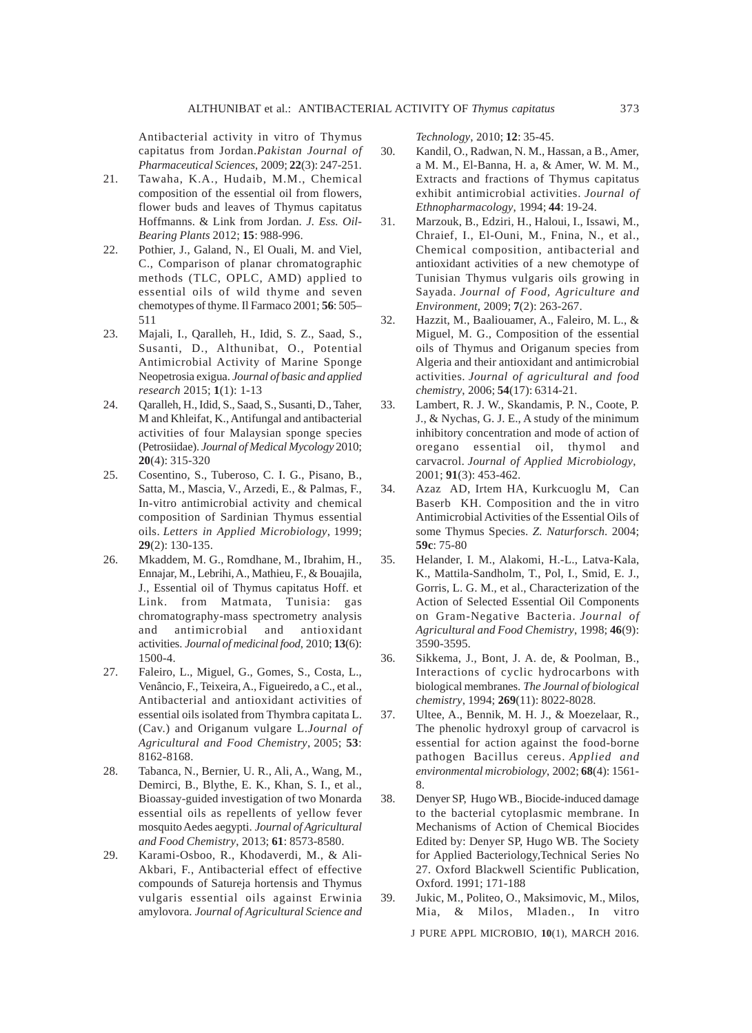Antibacterial activity in vitro of Thymus capitatus from Jordan.*Pakistan Journal of Pharmaceutical Sciences*, 2009; **22**(3): 247-251.

21. Tawaha, K.A., Hudaib, M.M., Chemical composition of the essential oil from flowers, flower buds and leaves of Thymus capitatus Hoffmanns. & Link from Jordan. *J. Ess. Oil-Bearing Plants* 2012; **15**: 988-996.
22. Pothier, J., Galand, N., El Ouali, M. and Viel, C., Comparison of planar chromatographic methods (TLC, OPLC, AMD) applied to essential oils of wild thyme and seven chemotypes of thyme. Il Farmaco 2001; **56**: 505–511
23. Majali, I., Qaralleh, H., Idid, S. Z., Saad, S., Susanti, D., Althunibat, O., Potential Antimicrobial Activity of Marine Sponge Neopetrosia exigua. *Journal of basic and applied research* 2015; **1**(1): 1-13
24. Qaralleh, H., Idid, S., Saad, S., Susanti, D., Taher, M and Khleifat, K., Antifungal and antibacterial activities of four Malaysian sponge species (Petrosiidae). *Journal of Medical Mycology* 2010; **20**(4): 315-320
25. Cosentino, S., Tuberoso, C. I. G., Pisano, B., Satta, M., Mascia, V., Arzedi, E., & Palmas, F., In-vitro antimicrobial activity and chemical composition of Sardinian Thymus essential oils. *Letters in Applied Microbiology*, 1999; **29**(2): 130-135.
26. Mkaddem, M. G., Romdhane, M., Ibrahim, H., Ennajar, M., Lebrihi, A., Mathieu, F., & Bouajila, J., Essential oil of Thymus capitatus Hoff. et Link. from Matmata, Tunisia: gas chromatography-mass spectrometry analysis and antimicrobial and antioxidant activities. *Journal of medicinal food*, 2010; **13**(6): 1500-4.
27. Faleiro, L., Miguel, G., Gomes, S., Costa, L., Venâncio, F., Teixeira, A., Figueiredo, a C., et al., Antibacterial and antioxidant activities of essential oils isolated from Thymbra capitata L. (Cav.) and Origanum vulgare L.*Journal of Agricultural and Food Chemistry*, 2005; **53**: 8162-8168.
28. Tabanca, N., Bernier, U. R., Ali, A., Wang, M., Demirci, B., Blythe, E. K., Khan, S. I., et al., Bioassay-guided investigation of two Monarda essential oils as repellents of yellow fever mosquito Aedes aegypti. *Journal of Agricultural and Food Chemistry*, 2013; **61**: 8573-8580.
29. Karami-Osboo, R., Khodaverdi, M., & Ali-Akbari, F., Antibacterial effect of effective compounds of Satureja hortensis and Thymus vulgaris essential oils against Erwinia amylovora. *Journal of Agricultural Science and Technology*, 2010; **12**: 35-45.
30. Kandil, O., Radwan, N. M., Hassan, a B., Amer, a M. M., El-Banna, H. a, & Amer, W. M. M., Extracts and fractions of Thymus capitatus exhibit antimicrobial activities. *Journal of Ethnopharmacology*, 1994; **44**: 19-24.
31. Marzouk, B., Edziri, H., Haloui, I., Issawi, M., Chraief, I., El-Ouni, M., Fnina, N., et al., Chemical composition, antibacterial and antioxidant activities of a new chemotype of Tunisian Thymus vulgaris oils growing in Sayada. *Journal of Food, Agriculture and Environment*, 2009; **7**(2): 263-267.
32. Hazzit, M., Baaliouamer, A., Faleiro, M. L., & Miguel, M. G., Composition of the essential oils of Thymus and Origanum species from Algeria and their antioxidant and antimicrobial activities. *Journal of agricultural and food chemistry*, 2006; **54**(17): 6314-21.
33. Lambert, R. J. W., Skandamis, P. N., Coote, P. J., & Nychas, G. J. E., A study of the minimum inhibitory concentration and mode of action of oregano essential oil, thymol and carvacrol. *Journal of Applied Microbiology*, 2001; **91**(3): 453-462.
34. Azaz AD, Irtem HA, Kurkcuoglu M, Can Baserb KH. Composition and the in vitro Antimicrobial Activities of the Essential Oils of some Thymus Species. *Z. Naturforsch.* 2004; **59c**: 75-80
35. Helander, I. M., Alakomi, H.-L., Latva-Kala, K., Mattila-Sandholm, T., Pol, I., Smid, E. J., Gorris, L. G. M., et al., Characterization of the Action of Selected Essential Oil Components on Gram-Negative Bacteria. *Journal of Agricultural and Food Chemistry*, 1998; **46**(9): 3590-3595.
36. Sikkema, J., Bont, J. A. de, & Poolman, B., Interactions of cyclic hydrocarbons with biological membranes. *The Journal of biological chemistry*, 1994; **269**(11): 8022-8028.
37. Ultee, A., Bennik, M. H. J., & Moezelaar, R., The phenolic hydroxyl group of carvacrol is essential for action against the food-borne pathogen Bacillus cereus. *Applied and environmental microbiology*, 2002; **68**(4): 1561-8.
38. Denyer SP, Hugo WB., Biocide-induced damage to the bacterial cytoplasmic membrane. In Mechanisms of Action of Chemical Biocides Edited by: Denyer SP, Hugo WB. The Society for Applied Bacteriology,Technical Series No 27. Oxford Blackwell Scientific Publication, Oxford. 1991; 171-188
39. Jukic, M., Politeo, O., Maksimovic, M., Milos, Mia, & Milos, Mladen., In vitro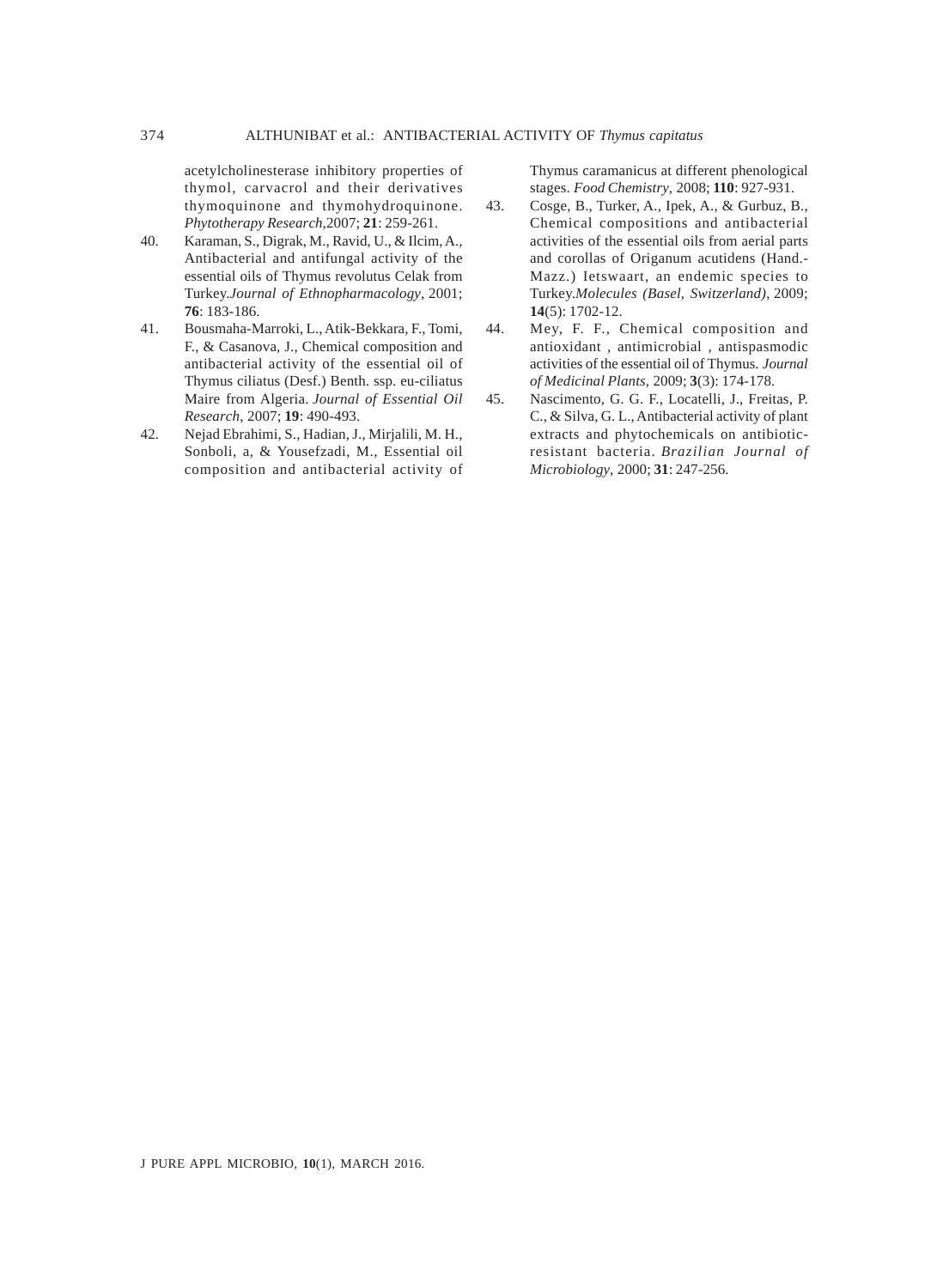acetylcholinesterase inhibitory properties of thymol, carvacrol and their derivatives thymoquinone and thymohydroquinone. *Phytotherapy Research*,2007; **21**: 259-261.

40. Karaman, S., Digrak, M., Ravid, U., & Ilcim, A., Antibacterial and antifungal activity of the essential oils of Thymus revolutus Celak from Turkey.*Journal of Ethnopharmacology*, 2001; **76**: 183-186.
41. Bousmaha-Marroki, L., Atik-Bekkara, F., Tomi, F., & Casanova, J., Chemical composition and antibacterial activity of the essential oil of Thymus ciliatus (Desf.) Benth. ssp. eu-ciliatus Maire from Algeria. *Journal of Essential Oil Research*, 2007; **19**: 490-493.
42. Nejad Ebrahimi, S., Hadian, J., Mirjalili, M. H., Sonboli, a, & Yousefzadi, M., Essential oil composition and antibacterial activity of Thymus caramanicus at different phenological stages. *Food Chemistry*, 2008; **110**: 927-931.
43. Cosge, B., Turker, A., Ipek, A., & Gurbuz, B., Chemical compositions and antibacterial activities of the essential oils from aerial parts and corollas of Origanum acutidens (Hand.-Mazz.) Ietswaart, an endemic species to Turkey.*Molecules (Basel, Switzerland)*, 2009; **14**(5): 1702-12.
44. Mey, F. F., Chemical composition and antioxidant , antimicrobial , antispasmodic activities of the essential oil of Thymus. *Journal of Medicinal Plants*, 2009; **3**(3): 174-178.
45. Nascimento, G. G. F., Locatelli, J., Freitas, P. C., & Silva, G. L., Antibacterial activity of plant extracts and phytochemicals on antibiotic-resistant bacteria. *Brazilian Journal of Microbiology*, 2000; **31**: 247-256.